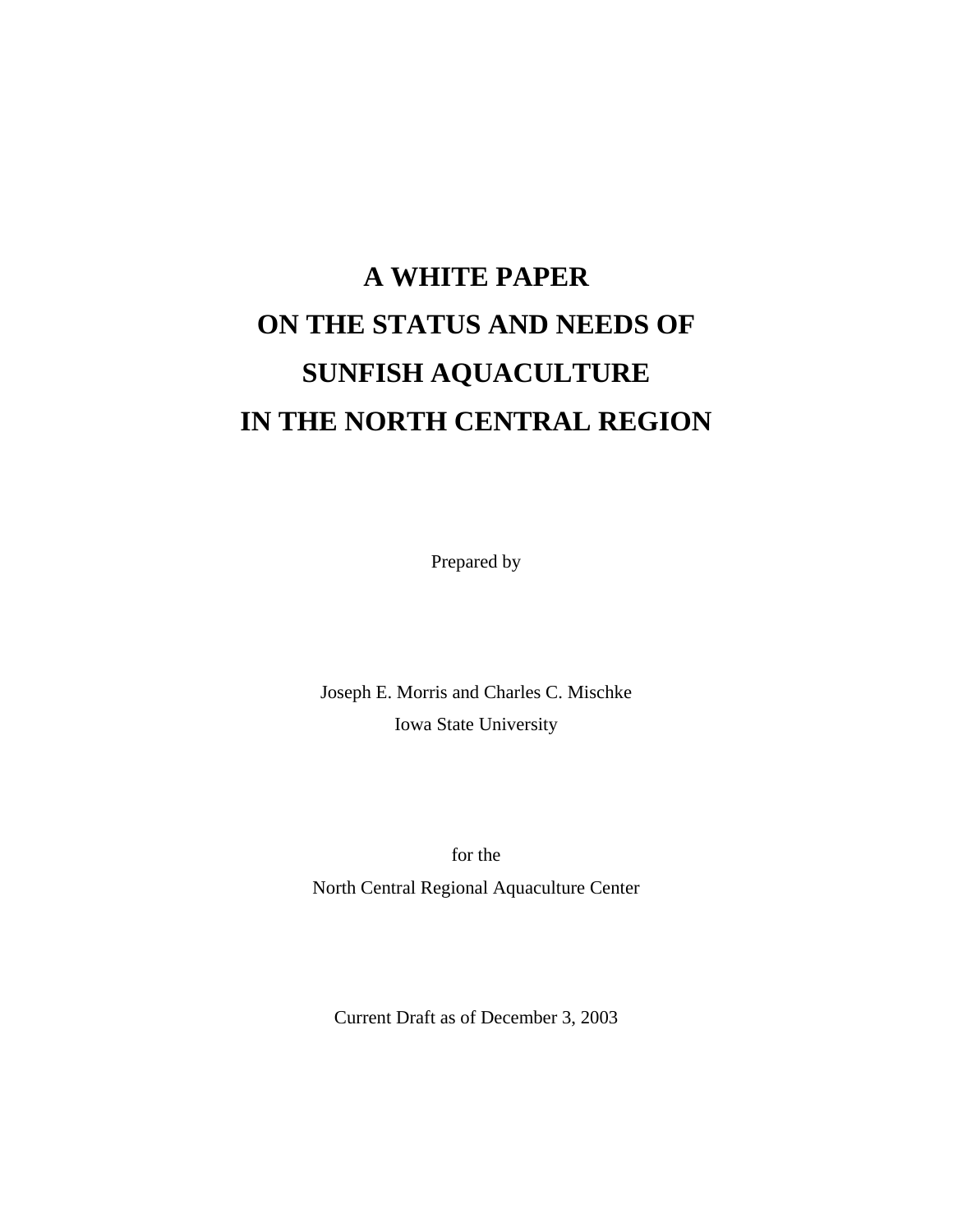# A WHITE PAPER
# ON THE STATUS AND NEEDS OF
# SUNFISH AQUACULTURE
# IN THE NORTH CENTRAL REGION

Prepared by

Joseph E. Morris and Charles C. Mischke
Iowa State University

for the
North Central Regional Aquaculture Center

Current Draft as of December 3, 2003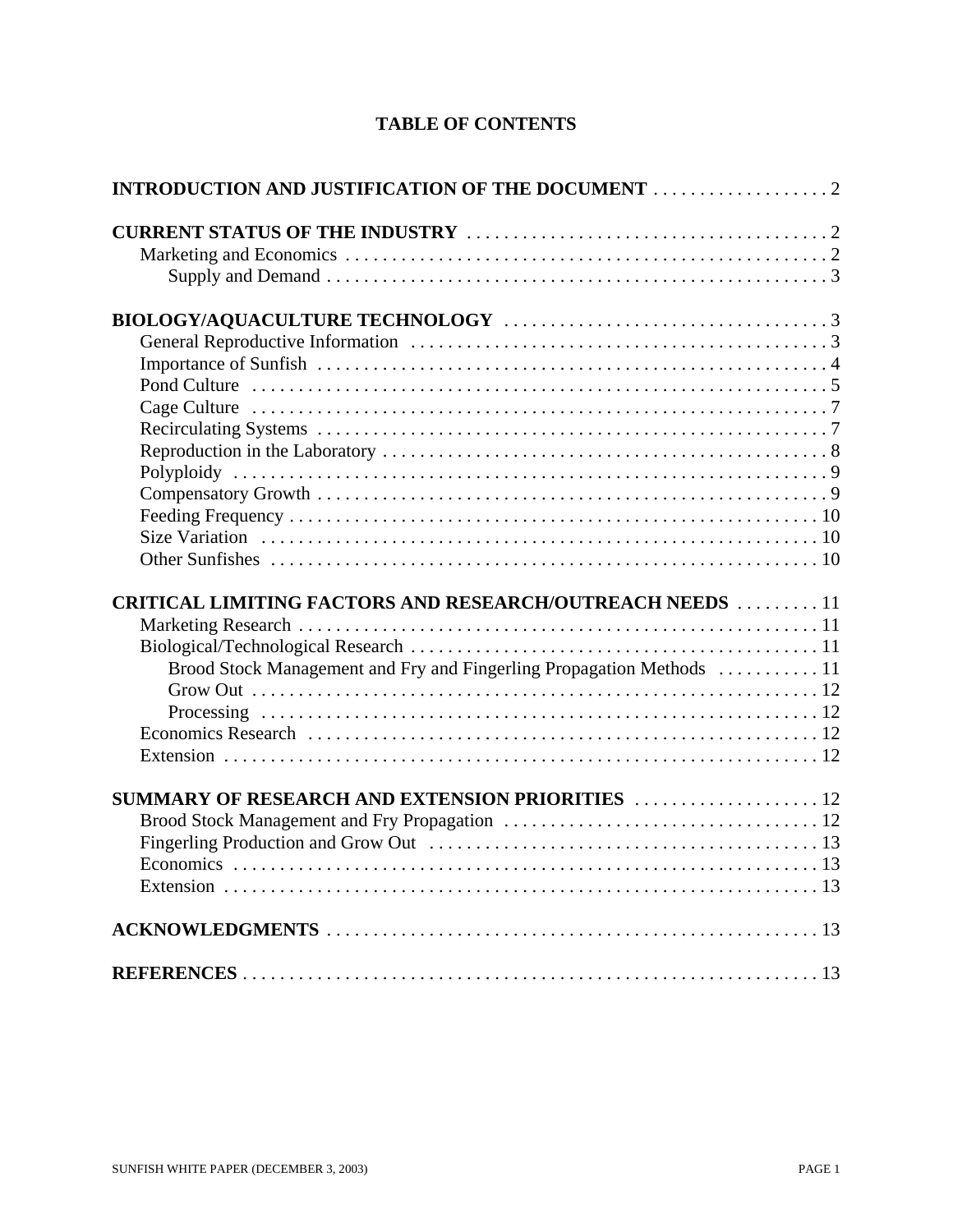# TABLE OF CONTENTS

**INTRODUCTION AND JUSTIFICATION OF THE DOCUMENT** . . . . . . . . . . . . . . . . . . . 2

**CURRENT STATUS OF THE INDUSTRY** . . . . . . . . . . . . . . . . . . . . . . . . . . . . . . . . . . . . . . . 2
- Marketing and Economics . . . . . . . . . . . . . . . . . . . . . . . . . . . . . . . . . . . . . . . . . . . . . . . . . . . . 2
  - Supply and Demand . . . . . . . . . . . . . . . . . . . . . . . . . . . . . . . . . . . . . . . . . . . . . . . . . . . . . 3

**BIOLOGY/AQUACULTURE TECHNOLOGY** . . . . . . . . . . . . . . . . . . . . . . . . . . . . . . . . . . . . 3
- General Reproductive Information . . . . . . . . . . . . . . . . . . . . . . . . . . . . . . . . . . . . . . . . . . . . . 3
- Importance of Sunfish . . . . . . . . . . . . . . . . . . . . . . . . . . . . . . . . . . . . . . . . . . . . . . . . . . . . . . . 4
- Pond Culture . . . . . . . . . . . . . . . . . . . . . . . . . . . . . . . . . . . . . . . . . . . . . . . . . . . . . . . . . . . . . . 5
- Cage Culture . . . . . . . . . . . . . . . . . . . . . . . . . . . . . . . . . . . . . . . . . . . . . . . . . . . . . . . . . . . . . . 7
- Recirculating Systems . . . . . . . . . . . . . . . . . . . . . . . . . . . . . . . . . . . . . . . . . . . . . . . . . . . . . . . 7
- Reproduction in the Laboratory . . . . . . . . . . . . . . . . . . . . . . . . . . . . . . . . . . . . . . . . . . . . . . . . 8
- Polyploidy . . . . . . . . . . . . . . . . . . . . . . . . . . . . . . . . . . . . . . . . . . . . . . . . . . . . . . . . . . . . . . . . 9
- Compensatory Growth . . . . . . . . . . . . . . . . . . . . . . . . . . . . . . . . . . . . . . . . . . . . . . . . . . . . . . . 9
- Feeding Frequency . . . . . . . . . . . . . . . . . . . . . . . . . . . . . . . . . . . . . . . . . . . . . . . . . . . . . . . . . 10
- Size Variation . . . . . . . . . . . . . . . . . . . . . . . . . . . . . . . . . . . . . . . . . . . . . . . . . . . . . . . . . . . . . 10
- Other Sunfishes . . . . . . . . . . . . . . . . . . . . . . . . . . . . . . . . . . . . . . . . . . . . . . . . . . . . . . . . . . . 10

**CRITICAL LIMITING FACTORS AND RESEARCH/OUTREACH NEEDS** . . . . . . . . . 11
- Marketing Research . . . . . . . . . . . . . . . . . . . . . . . . . . . . . . . . . . . . . . . . . . . . . . . . . . . . . . . . 11
- Biological/Technological Research . . . . . . . . . . . . . . . . . . . . . . . . . . . . . . . . . . . . . . . . . . . . 11
  - Brood Stock Management and Fry and Fingerling Propagation Methods . . . . . . . . . . . 11
  - Grow Out . . . . . . . . . . . . . . . . . . . . . . . . . . . . . . . . . . . . . . . . . . . . . . . . . . . . . . . . . . . . . . 12
  - Processing . . . . . . . . . . . . . . . . . . . . . . . . . . . . . . . . . . . . . . . . . . . . . . . . . . . . . . . . . . . . . 12
- Economics Research . . . . . . . . . . . . . . . . . . . . . . . . . . . . . . . . . . . . . . . . . . . . . . . . . . . . . . . 12
- Extension . . . . . . . . . . . . . . . . . . . . . . . . . . . . . . . . . . . . . . . . . . . . . . . . . . . . . . . . . . . . . . . . 12

**SUMMARY OF RESEARCH AND EXTENSION PRIORITIES** . . . . . . . . . . . . . . . . . . . . 12
- Brood Stock Management and Fry Propagation . . . . . . . . . . . . . . . . . . . . . . . . . . . . . . . . . . 12
- Fingerling Production and Grow Out . . . . . . . . . . . . . . . . . . . . . . . . . . . . . . . . . . . . . . . . . . 13
- Economics . . . . . . . . . . . . . . . . . . . . . . . . . . . . . . . . . . . . . . . . . . . . . . . . . . . . . . . . . . . . . . . 13
- Extension . . . . . . . . . . . . . . . . . . . . . . . . . . . . . . . . . . . . . . . . . . . . . . . . . . . . . . . . . . . . . . . . 13

**ACKNOWLEDGMENTS** . . . . . . . . . . . . . . . . . . . . . . . . . . . . . . . . . . . . . . . . . . . . . . . . . . . . . 13

**REFERENCES** . . . . . . . . . . . . . . . . . . . . . . . . . . . . . . . . . . . . . . . . . . . . . . . . . . . . . . . . . . . . 13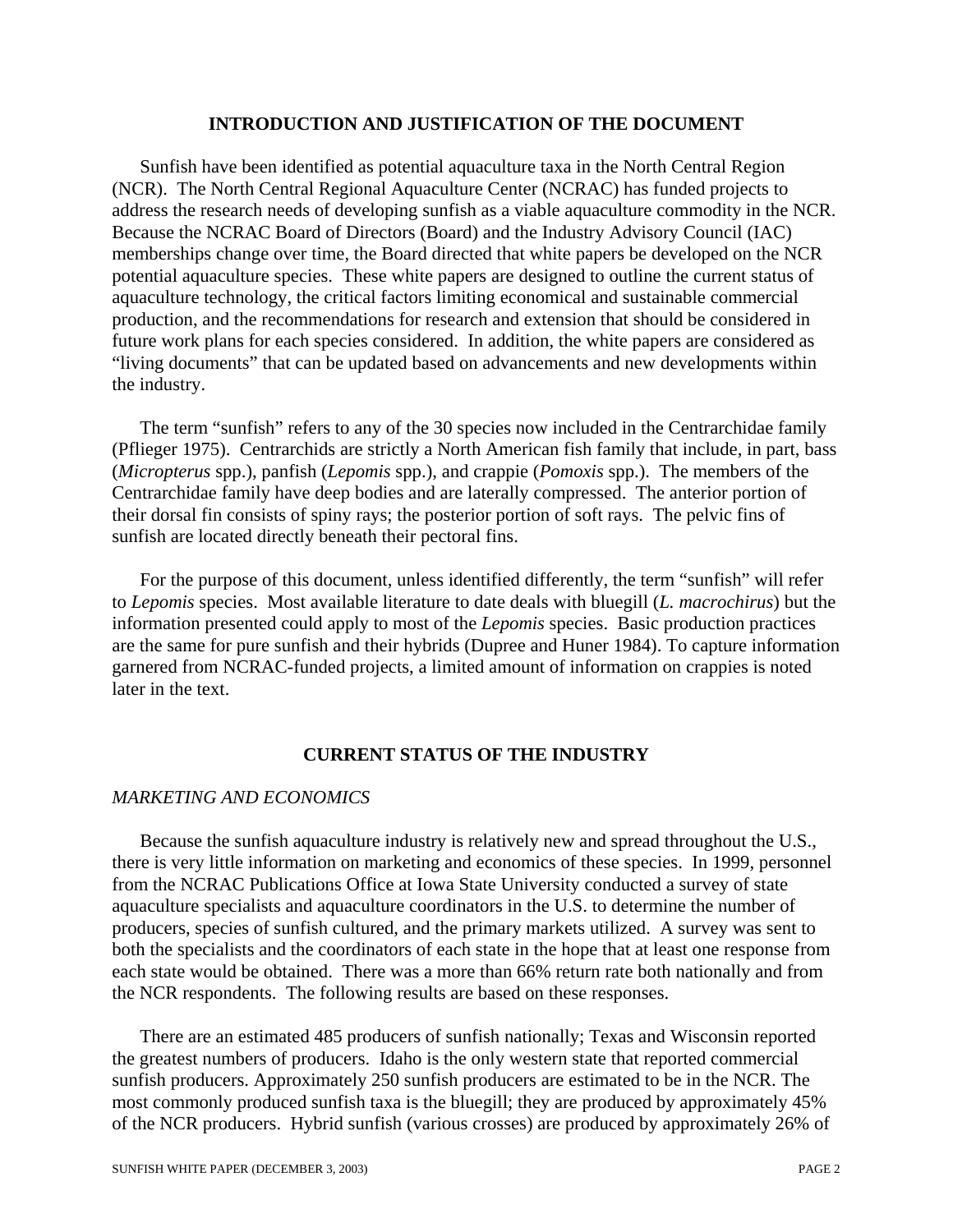## INTRODUCTION AND JUSTIFICATION OF THE DOCUMENT

Sunfish have been identified as potential aquaculture taxa in the North Central Region (NCR). The North Central Regional Aquaculture Center (NCRAC) has funded projects to address the research needs of developing sunfish as a viable aquaculture commodity in the NCR. Because the NCRAC Board of Directors (Board) and the Industry Advisory Council (IAC) memberships change over time, the Board directed that white papers be developed on the NCR potential aquaculture species. These white papers are designed to outline the current status of aquaculture technology, the critical factors limiting economical and sustainable commercial production, and the recommendations for research and extension that should be considered in future work plans for each species considered. In addition, the white papers are considered as "living documents" that can be updated based on advancements and new developments within the industry.

The term "sunfish" refers to any of the 30 species now included in the Centrarchidae family (Pflieger 1975). Centrarchids are strictly a North American fish family that include, in part, bass (*Micropterus* spp.), panfish (*Lepomis* spp.), and crappie (*Pomoxis* spp.). The members of the Centrarchidae family have deep bodies and are laterally compressed. The anterior portion of their dorsal fin consists of spiny rays; the posterior portion of soft rays. The pelvic fins of sunfish are located directly beneath their pectoral fins.

For the purpose of this document, unless identified differently, the term "sunfish" will refer to *Lepomis* species. Most available literature to date deals with bluegill (*L. macrochirus*) but the information presented could apply to most of the *Lepomis* species. Basic production practices are the same for pure sunfish and their hybrids (Dupree and Huner 1984). To capture information garnered from NCRAC-funded projects, a limited amount of information on crappies is noted later in the text.

## CURRENT STATUS OF THE INDUSTRY

### *MARKETING AND ECONOMICS*

Because the sunfish aquaculture industry is relatively new and spread throughout the U.S., there is very little information on marketing and economics of these species. In 1999, personnel from the NCRAC Publications Office at Iowa State University conducted a survey of state aquaculture specialists and aquaculture coordinators in the U.S. to determine the number of producers, species of sunfish cultured, and the primary markets utilized. A survey was sent to both the specialists and the coordinators of each state in the hope that at least one response from each state would be obtained. There was a more than 66% return rate both nationally and from the NCR respondents. The following results are based on these responses.

There are an estimated 485 producers of sunfish nationally; Texas and Wisconsin reported the greatest numbers of producers. Idaho is the only western state that reported commercial sunfish producers. Approximately 250 sunfish producers are estimated to be in the NCR. The most commonly produced sunfish taxa is the bluegill; they are produced by approximately 45% of the NCR producers. Hybrid sunfish (various crosses) are produced by approximately 26% of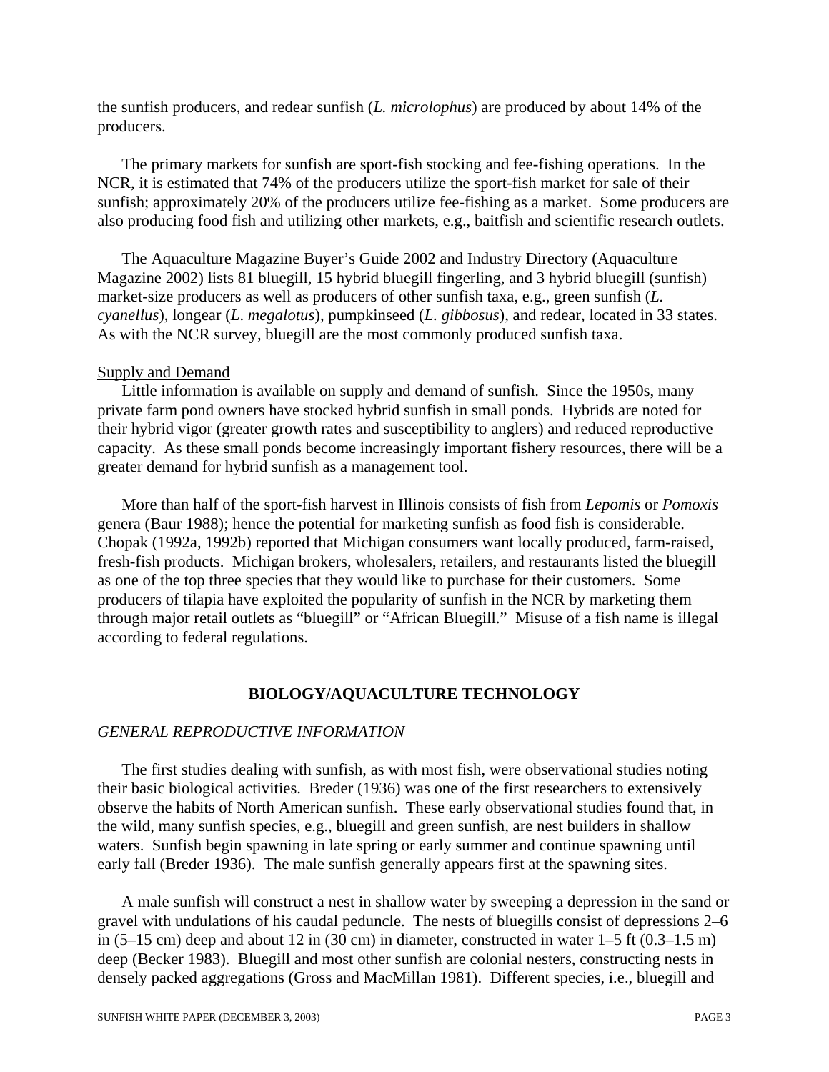the sunfish producers, and redear sunfish (*L. microlophus*) are produced by about 14% of the producers.

The primary markets for sunfish are sport-fish stocking and fee-fishing operations. In the NCR, it is estimated that 74% of the producers utilize the sport-fish market for sale of their sunfish; approximately 20% of the producers utilize fee-fishing as a market. Some producers are also producing food fish and utilizing other markets, e.g., baitfish and scientific research outlets.

The Aquaculture Magazine Buyer's Guide 2002 and Industry Directory (Aquaculture Magazine 2002) lists 81 bluegill, 15 hybrid bluegill fingerling, and 3 hybrid bluegill (sunfish) market-size producers as well as producers of other sunfish taxa, e.g., green sunfish (*L. cyanellus*), longear (*L. megalotus*), pumpkinseed (*L. gibbosus*), and redear, located in 33 states. As with the NCR survey, bluegill are the most commonly produced sunfish taxa.

<u>Supply and Demand</u>

Little information is available on supply and demand of sunfish. Since the 1950s, many private farm pond owners have stocked hybrid sunfish in small ponds. Hybrids are noted for their hybrid vigor (greater growth rates and susceptibility to anglers) and reduced reproductive capacity. As these small ponds become increasingly important fishery resources, there will be a greater demand for hybrid sunfish as a management tool.

More than half of the sport-fish harvest in Illinois consists of fish from *Lepomis* or *Pomoxis* genera (Baur 1988); hence the potential for marketing sunfish as food fish is considerable. Chopak (1992a, 1992b) reported that Michigan consumers want locally produced, farm-raised, fresh-fish products. Michigan brokers, wholesalers, retailers, and restaurants listed the bluegill as one of the top three species that they would like to purchase for their customers. Some producers of tilapia have exploited the popularity of sunfish in the NCR by marketing them through major retail outlets as "bluegill" or "African Bluegill." Misuse of a fish name is illegal according to federal regulations.

## BIOLOGY/AQUACULTURE TECHNOLOGY

### *GENERAL REPRODUCTIVE INFORMATION*

The first studies dealing with sunfish, as with most fish, were observational studies noting their basic biological activities. Breder (1936) was one of the first researchers to extensively observe the habits of North American sunfish. These early observational studies found that, in the wild, many sunfish species, e.g., bluegill and green sunfish, are nest builders in shallow waters. Sunfish begin spawning in late spring or early summer and continue spawning until early fall (Breder 1936). The male sunfish generally appears first at the spawning sites.

A male sunfish will construct a nest in shallow water by sweeping a depression in the sand or gravel with undulations of his caudal peduncle. The nests of bluegills consist of depressions 2–6 in (5–15 cm) deep and about 12 in (30 cm) in diameter, constructed in water 1–5 ft (0.3–1.5 m) deep (Becker 1983). Bluegill and most other sunfish are colonial nesters, constructing nests in densely packed aggregations (Gross and MacMillan 1981). Different species, i.e., bluegill and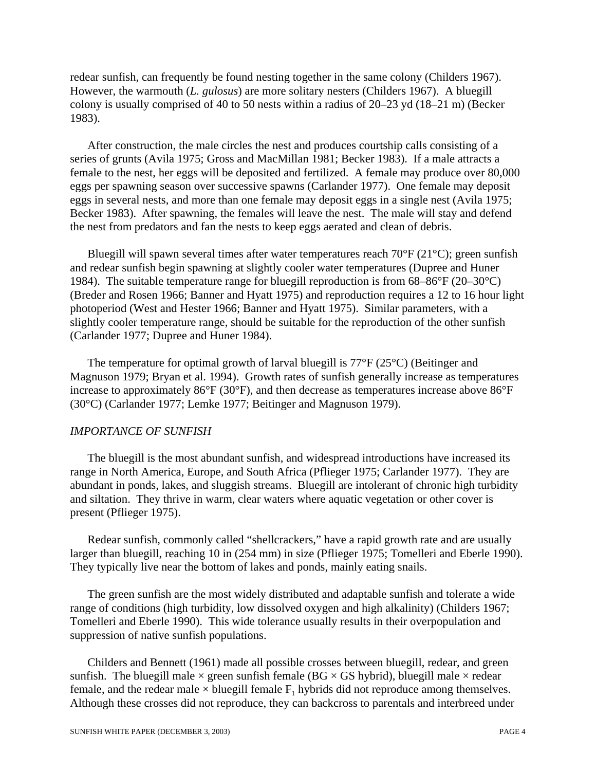redear sunfish, can frequently be found nesting together in the same colony (Childers 1967). However, the warmouth (*L. gulosus*) are more solitary nesters (Childers 1967). A bluegill colony is usually comprised of 40 to 50 nests within a radius of 20–23 yd (18–21 m) (Becker 1983).

After construction, the male circles the nest and produces courtship calls consisting of a series of grunts (Avila 1975; Gross and MacMillan 1981; Becker 1983). If a male attracts a female to the nest, her eggs will be deposited and fertilized. A female may produce over 80,000 eggs per spawning season over successive spawns (Carlander 1977). One female may deposit eggs in several nests, and more than one female may deposit eggs in a single nest (Avila 1975; Becker 1983). After spawning, the females will leave the nest. The male will stay and defend the nest from predators and fan the nests to keep eggs aerated and clean of debris.

Bluegill will spawn several times after water temperatures reach 70°F (21°C); green sunfish and redear sunfish begin spawning at slightly cooler water temperatures (Dupree and Huner 1984). The suitable temperature range for bluegill reproduction is from 68–86°F (20–30°C) (Breder and Rosen 1966; Banner and Hyatt 1975) and reproduction requires a 12 to 16 hour light photoperiod (West and Hester 1966; Banner and Hyatt 1975). Similar parameters, with a slightly cooler temperature range, should be suitable for the reproduction of the other sunfish (Carlander 1977; Dupree and Huner 1984).

The temperature for optimal growth of larval bluegill is 77°F (25°C) (Beitinger and Magnuson 1979; Bryan et al. 1994). Growth rates of sunfish generally increase as temperatures increase to approximately 86°F (30°F), and then decrease as temperatures increase above 86°F (30°C) (Carlander 1977; Lemke 1977; Beitinger and Magnuson 1979).

*IMPORTANCE OF SUNFISH*

The bluegill is the most abundant sunfish, and widespread introductions have increased its range in North America, Europe, and South Africa (Pflieger 1975; Carlander 1977). They are abundant in ponds, lakes, and sluggish streams. Bluegill are intolerant of chronic high turbidity and siltation. They thrive in warm, clear waters where aquatic vegetation or other cover is present (Pflieger 1975).

Redear sunfish, commonly called "shellcrackers," have a rapid growth rate and are usually larger than bluegill, reaching 10 in (254 mm) in size (Pflieger 1975; Tomelleri and Eberle 1990). They typically live near the bottom of lakes and ponds, mainly eating snails.

The green sunfish are the most widely distributed and adaptable sunfish and tolerate a wide range of conditions (high turbidity, low dissolved oxygen and high alkalinity) (Childers 1967; Tomelleri and Eberle 1990). This wide tolerance usually results in their overpopulation and suppression of native sunfish populations.

Childers and Bennett (1961) made all possible crosses between bluegill, redear, and green sunfish. The bluegill male × green sunfish female (BG × GS hybrid), bluegill male × redear female, and the redear male × bluegill female $F_1$ hybrids did not reproduce among themselves. Although these crosses did not reproduce, they can backcross to parentals and interbreed under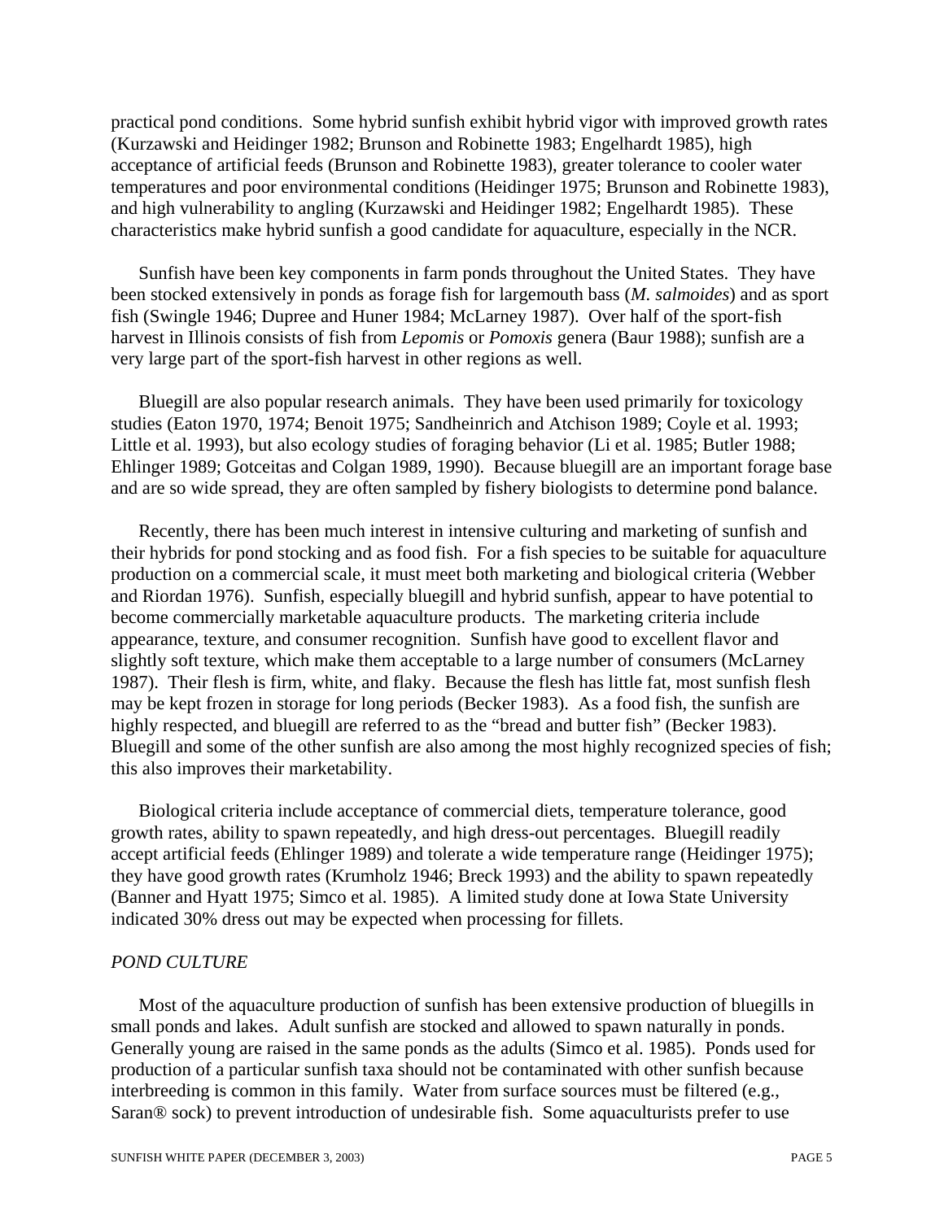practical pond conditions. Some hybrid sunfish exhibit hybrid vigor with improved growth rates (Kurzawski and Heidinger 1982; Brunson and Robinette 1983; Engelhardt 1985), high acceptance of artificial feeds (Brunson and Robinette 1983), greater tolerance to cooler water temperatures and poor environmental conditions (Heidinger 1975; Brunson and Robinette 1983), and high vulnerability to angling (Kurzawski and Heidinger 1982; Engelhardt 1985). These characteristics make hybrid sunfish a good candidate for aquaculture, especially in the NCR.

Sunfish have been key components in farm ponds throughout the United States. They have been stocked extensively in ponds as forage fish for largemouth bass (*M. salmoides*) and as sport fish (Swingle 1946; Dupree and Huner 1984; McLarney 1987). Over half of the sport-fish harvest in Illinois consists of fish from *Lepomis* or *Pomoxis* genera (Baur 1988); sunfish are a very large part of the sport-fish harvest in other regions as well.

Bluegill are also popular research animals. They have been used primarily for toxicology studies (Eaton 1970, 1974; Benoit 1975; Sandheinrich and Atchison 1989; Coyle et al. 1993; Little et al. 1993), but also ecology studies of foraging behavior (Li et al. 1985; Butler 1988; Ehlinger 1989; Gotceitas and Colgan 1989, 1990). Because bluegill are an important forage base and are so wide spread, they are often sampled by fishery biologists to determine pond balance.

Recently, there has been much interest in intensive culturing and marketing of sunfish and their hybrids for pond stocking and as food fish. For a fish species to be suitable for aquaculture production on a commercial scale, it must meet both marketing and biological criteria (Webber and Riordan 1976). Sunfish, especially bluegill and hybrid sunfish, appear to have potential to become commercially marketable aquaculture products. The marketing criteria include appearance, texture, and consumer recognition. Sunfish have good to excellent flavor and slightly soft texture, which make them acceptable to a large number of consumers (McLarney 1987). Their flesh is firm, white, and flaky. Because the flesh has little fat, most sunfish flesh may be kept frozen in storage for long periods (Becker 1983). As a food fish, the sunfish are highly respected, and bluegill are referred to as the "bread and butter fish" (Becker 1983). Bluegill and some of the other sunfish are also among the most highly recognized species of fish; this also improves their marketability.

Biological criteria include acceptance of commercial diets, temperature tolerance, good growth rates, ability to spawn repeatedly, and high dress-out percentages. Bluegill readily accept artificial feeds (Ehlinger 1989) and tolerate a wide temperature range (Heidinger 1975); they have good growth rates (Krumholz 1946; Breck 1993) and the ability to spawn repeatedly (Banner and Hyatt 1975; Simco et al. 1985). A limited study done at Iowa State University indicated 30% dress out may be expected when processing for fillets.

*POND CULTURE*

Most of the aquaculture production of sunfish has been extensive production of bluegills in small ponds and lakes. Adult sunfish are stocked and allowed to spawn naturally in ponds. Generally young are raised in the same ponds as the adults (Simco et al. 1985). Ponds used for production of a particular sunfish taxa should not be contaminated with other sunfish because interbreeding is common in this family. Water from surface sources must be filtered (e.g., Saran® sock) to prevent introduction of undesirable fish. Some aquaculturists prefer to use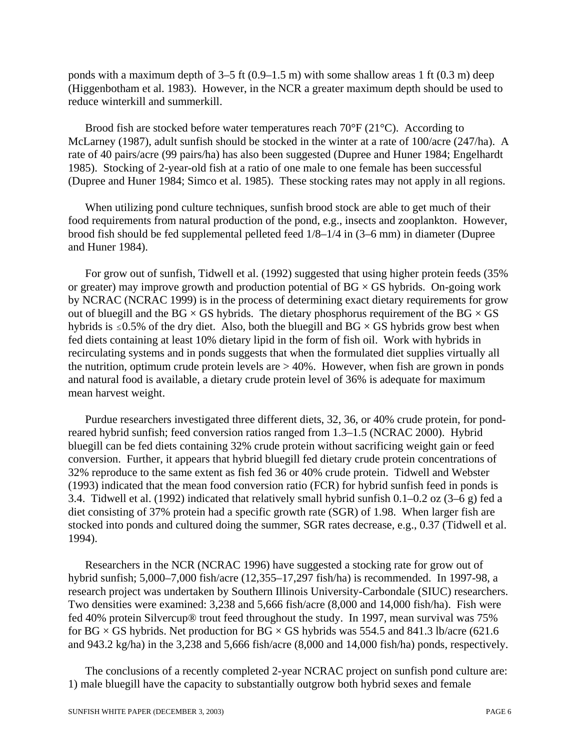ponds with a maximum depth of 3–5 ft (0.9–1.5 m) with some shallow areas 1 ft (0.3 m) deep (Higgenbotham et al. 1983). However, in the NCR a greater maximum depth should be used to reduce winterkill and summerkill.

Brood fish are stocked before water temperatures reach 70°F (21°C). According to McLarney (1987), adult sunfish should be stocked in the winter at a rate of 100/acre (247/ha). A rate of 40 pairs/acre (99 pairs/ha) has also been suggested (Dupree and Huner 1984; Engelhardt 1985). Stocking of 2-year-old fish at a ratio of one male to one female has been successful (Dupree and Huner 1984; Simco et al. 1985). These stocking rates may not apply in all regions.

When utilizing pond culture techniques, sunfish brood stock are able to get much of their food requirements from natural production of the pond, e.g., insects and zooplankton. However, brood fish should be fed supplemental pelleted feed 1/8–1/4 in (3–6 mm) in diameter (Dupree and Huner 1984).

For grow out of sunfish, Tidwell et al. (1992) suggested that using higher protein feeds (35% or greater) may improve growth and production potential of BG × GS hybrids. On-going work by NCRAC (NCRAC 1999) is in the process of determining exact dietary requirements for grow out of bluegill and the BG × GS hybrids. The dietary phosphorus requirement of the BG × GS hybrids is ≤0.5% of the dry diet. Also, both the bluegill and BG × GS hybrids grow best when fed diets containing at least 10% dietary lipid in the form of fish oil. Work with hybrids in recirculating systems and in ponds suggests that when the formulated diet supplies virtually all the nutrition, optimum crude protein levels are > 40%. However, when fish are grown in ponds and natural food is available, a dietary crude protein level of 36% is adequate for maximum mean harvest weight.

Purdue researchers investigated three different diets, 32, 36, or 40% crude protein, for pond-reared hybrid sunfish; feed conversion ratios ranged from 1.3–1.5 (NCRAC 2000). Hybrid bluegill can be fed diets containing 32% crude protein without sacrificing weight gain or feed conversion. Further, it appears that hybrid bluegill fed dietary crude protein concentrations of 32% reproduce to the same extent as fish fed 36 or 40% crude protein. Tidwell and Webster (1993) indicated that the mean food conversion ratio (FCR) for hybrid sunfish feed in ponds is 3.4. Tidwell et al. (1992) indicated that relatively small hybrid sunfish 0.1–0.2 oz (3–6 g) fed a diet consisting of 37% protein had a specific growth rate (SGR) of 1.98. When larger fish are stocked into ponds and cultured doing the summer, SGR rates decrease, e.g., 0.37 (Tidwell et al. 1994).

Researchers in the NCR (NCRAC 1996) have suggested a stocking rate for grow out of hybrid sunfish; 5,000–7,000 fish/acre (12,355–17,297 fish/ha) is recommended. In 1997-98, a research project was undertaken by Southern Illinois University-Carbondale (SIUC) researchers. Two densities were examined: 3,238 and 5,666 fish/acre (8,000 and 14,000 fish/ha). Fish were fed 40% protein Silvercup® trout feed throughout the study. In 1997, mean survival was 75% for BG × GS hybrids. Net production for BG × GS hybrids was 554.5 and 841.3 lb/acre (621.6 and 943.2 kg/ha) in the 3,238 and 5,666 fish/acre (8,000 and 14,000 fish/ha) ponds, respectively.

The conclusions of a recently completed 2-year NCRAC project on sunfish pond culture are: 1) male bluegill have the capacity to substantially outgrow both hybrid sexes and female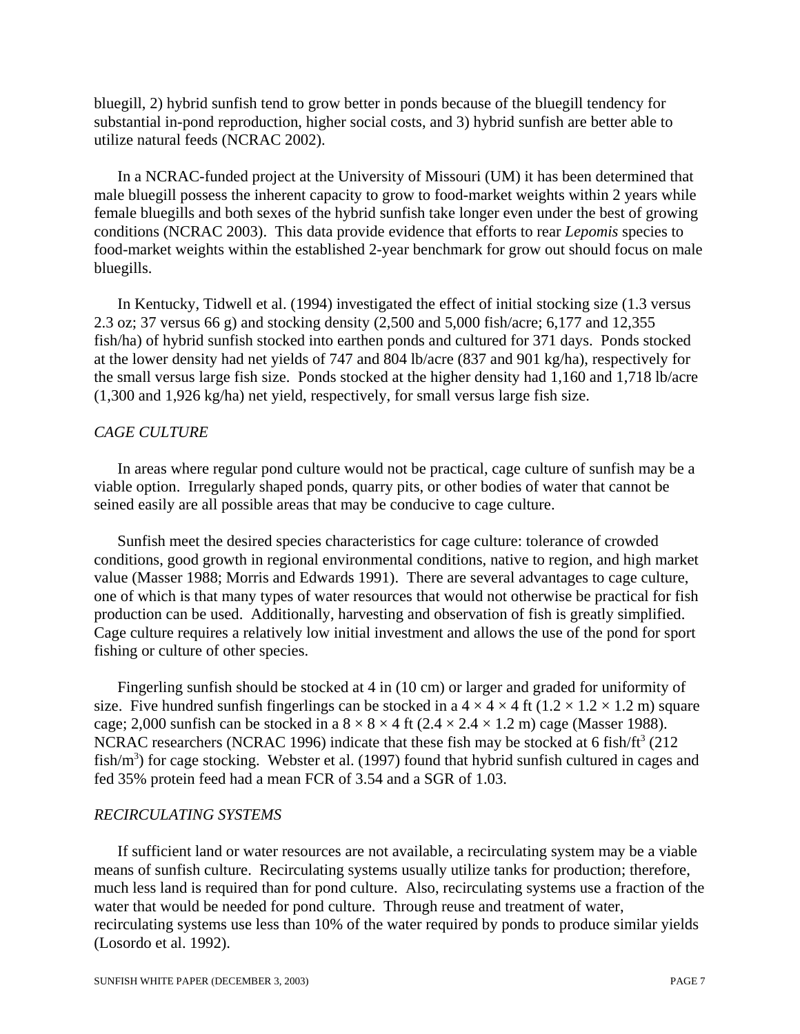bluegill, 2) hybrid sunfish tend to grow better in ponds because of the bluegill tendency for substantial in-pond reproduction, higher social costs, and 3) hybrid sunfish are better able to utilize natural feeds (NCRAC 2002).

In a NCRAC-funded project at the University of Missouri (UM) it has been determined that male bluegill possess the inherent capacity to grow to food-market weights within 2 years while female bluegills and both sexes of the hybrid sunfish take longer even under the best of growing conditions (NCRAC 2003). This data provide evidence that efforts to rear *Lepomis* species to food-market weights within the established 2-year benchmark for grow out should focus on male bluegills.

In Kentucky, Tidwell et al. (1994) investigated the effect of initial stocking size (1.3 versus 2.3 oz; 37 versus 66 g) and stocking density (2,500 and 5,000 fish/acre; 6,177 and 12,355 fish/ha) of hybrid sunfish stocked into earthen ponds and cultured for 371 days. Ponds stocked at the lower density had net yields of 747 and 804 lb/acre (837 and 901 kg/ha), respectively for the small versus large fish size. Ponds stocked at the higher density had 1,160 and 1,718 lb/acre (1,300 and 1,926 kg/ha) net yield, respectively, for small versus large fish size.

*CAGE CULTURE*

In areas where regular pond culture would not be practical, cage culture of sunfish may be a viable option. Irregularly shaped ponds, quarry pits, or other bodies of water that cannot be seined easily are all possible areas that may be conducive to cage culture.

Sunfish meet the desired species characteristics for cage culture: tolerance of crowded conditions, good growth in regional environmental conditions, native to region, and high market value (Masser 1988; Morris and Edwards 1991). There are several advantages to cage culture, one of which is that many types of water resources that would not otherwise be practical for fish production can be used. Additionally, harvesting and observation of fish is greatly simplified. Cage culture requires a relatively low initial investment and allows the use of the pond for sport fishing or culture of other species.

Fingerling sunfish should be stocked at 4 in (10 cm) or larger and graded for uniformity of size. Five hundred sunfish fingerlings can be stocked in a $4 \times 4 \times 4$ ft ($1.2 \times 1.2 \times 1.2$ m) square cage; 2,000 sunfish can be stocked in a $8 \times 8 \times 4$ ft ($2.4 \times 2.4 \times 1.2$ m) cage (Masser 1988). NCRAC researchers (NCRAC 1996) indicate that these fish may be stocked at 6 fish/ft$^3$ (212 fish/m$^3$) for cage stocking. Webster et al. (1997) found that hybrid sunfish cultured in cages and fed 35% protein feed had a mean FCR of 3.54 and a SGR of 1.03.

*RECIRCULATING SYSTEMS*

If sufficient land or water resources are not available, a recirculating system may be a viable means of sunfish culture. Recirculating systems usually utilize tanks for production; therefore, much less land is required than for pond culture. Also, recirculating systems use a fraction of the water that would be needed for pond culture. Through reuse and treatment of water, recirculating systems use less than 10% of the water required by ponds to produce similar yields (Losordo et al. 1992).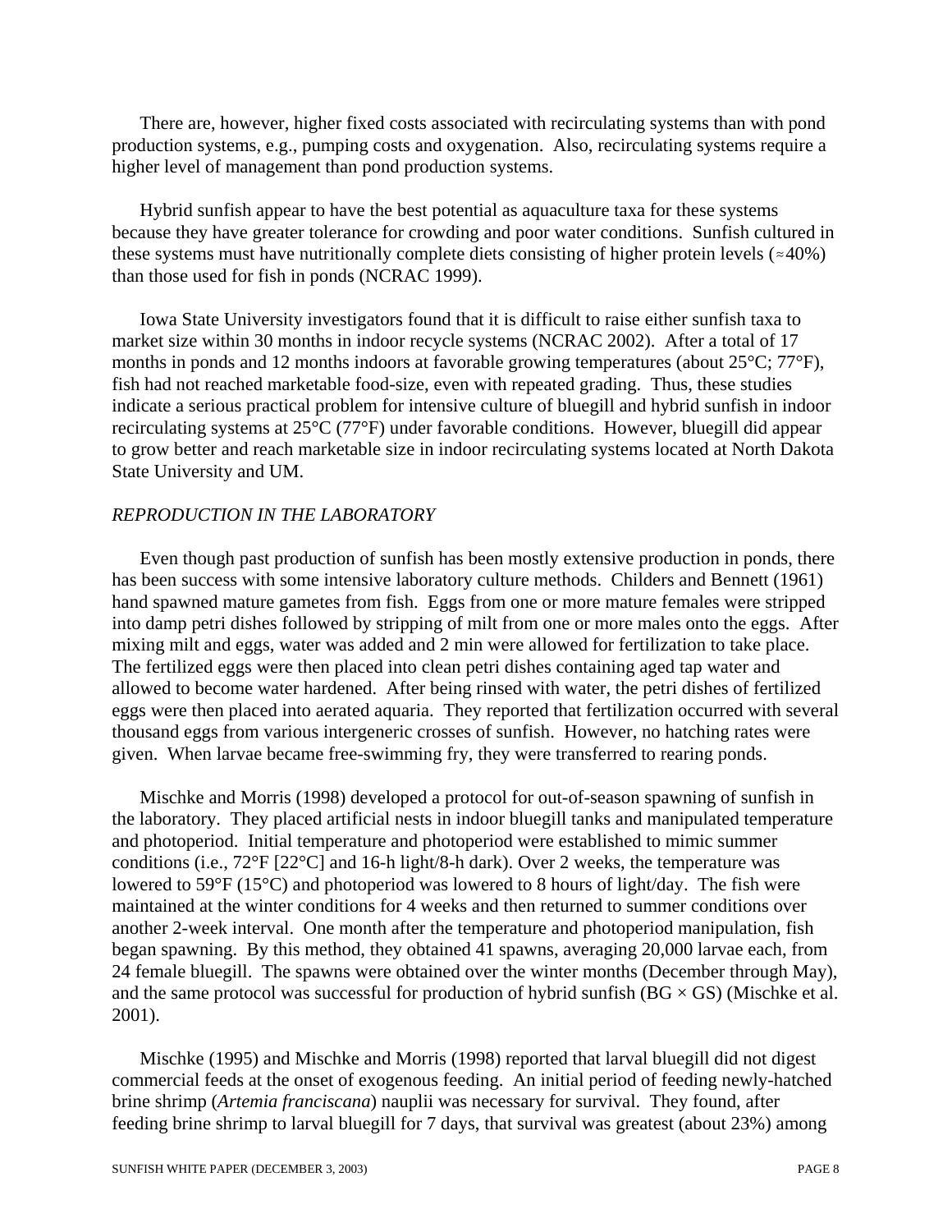There are, however, higher fixed costs associated with recirculating systems than with pond production systems, e.g., pumping costs and oxygenation. Also, recirculating systems require a higher level of management than pond production systems.

Hybrid sunfish appear to have the best potential as aquaculture taxa for these systems because they have greater tolerance for crowding and poor water conditions. Sunfish cultured in these systems must have nutritionally complete diets consisting of higher protein levels ($\approx$40%) than those used for fish in ponds (NCRAC 1999).

Iowa State University investigators found that it is difficult to raise either sunfish taxa to market size within 30 months in indoor recycle systems (NCRAC 2002). After a total of 17 months in ponds and 12 months indoors at favorable growing temperatures (about 25°C; 77°F), fish had not reached marketable food-size, even with repeated grading. Thus, these studies indicate a serious practical problem for intensive culture of bluegill and hybrid sunfish in indoor recirculating systems at 25°C (77°F) under favorable conditions. However, bluegill did appear to grow better and reach marketable size in indoor recirculating systems located at North Dakota State University and UM.

*REPRODUCTION IN THE LABORATORY*

Even though past production of sunfish has been mostly extensive production in ponds, there has been success with some intensive laboratory culture methods. Childers and Bennett (1961) hand spawned mature gametes from fish. Eggs from one or more mature females were stripped into damp petri dishes followed by stripping of milt from one or more males onto the eggs. After mixing milt and eggs, water was added and 2 min were allowed for fertilization to take place. The fertilized eggs were then placed into clean petri dishes containing aged tap water and allowed to become water hardened. After being rinsed with water, the petri dishes of fertilized eggs were then placed into aerated aquaria. They reported that fertilization occurred with several thousand eggs from various intergeneric crosses of sunfish. However, no hatching rates were given. When larvae became free-swimming fry, they were transferred to rearing ponds.

Mischke and Morris (1998) developed a protocol for out-of-season spawning of sunfish in the laboratory. They placed artificial nests in indoor bluegill tanks and manipulated temperature and photoperiod. Initial temperature and photoperiod were established to mimic summer conditions (i.e., 72°F [22°C] and 16-h light/8-h dark). Over 2 weeks, the temperature was lowered to 59°F (15°C) and photoperiod was lowered to 8 hours of light/day. The fish were maintained at the winter conditions for 4 weeks and then returned to summer conditions over another 2-week interval. One month after the temperature and photoperiod manipulation, fish began spawning. By this method, they obtained 41 spawns, averaging 20,000 larvae each, from 24 female bluegill. The spawns were obtained over the winter months (December through May), and the same protocol was successful for production of hybrid sunfish (BG × GS) (Mischke et al. 2001).

Mischke (1995) and Mischke and Morris (1998) reported that larval bluegill did not digest commercial feeds at the onset of exogenous feeding. An initial period of feeding newly-hatched brine shrimp (*Artemia franciscana*) nauplii was necessary for survival. They found, after feeding brine shrimp to larval bluegill for 7 days, that survival was greatest (about 23%) among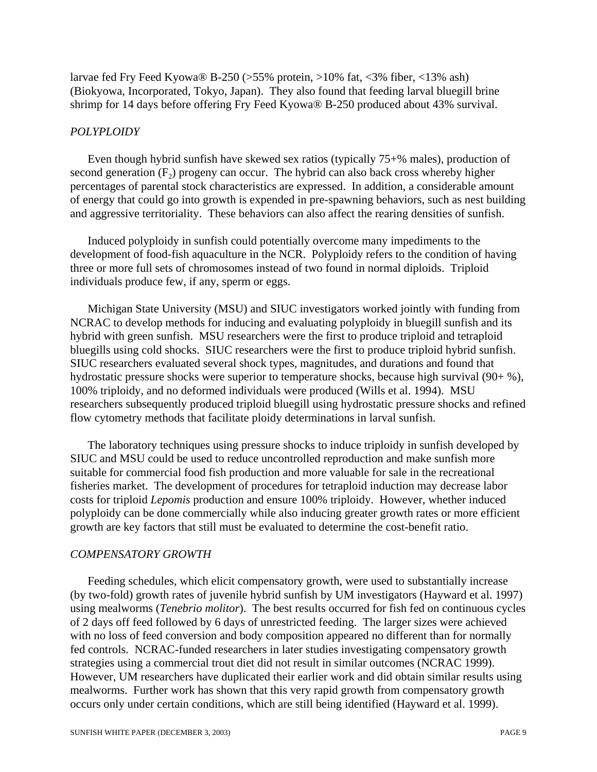larvae fed Fry Feed Kyowa® B-250 (>55% protein, >10% fat, <3% fiber, <13% ash) (Biokyowa, Incorporated, Tokyo, Japan). They also found that feeding larval bluegill brine shrimp for 14 days before offering Fry Feed Kyowa® B-250 produced about 43% survival.

### *POLYPLOIDY*

Even though hybrid sunfish have skewed sex ratios (typically 75+% males), production of second generation ($F_2$) progeny can occur. The hybrid can also back cross whereby higher percentages of parental stock characteristics are expressed. In addition, a considerable amount of energy that could go into growth is expended in pre-spawning behaviors, such as nest building and aggressive territoriality. These behaviors can also affect the rearing densities of sunfish.

Induced polyploidy in sunfish could potentially overcome many impediments to the development of food-fish aquaculture in the NCR. Polyploidy refers to the condition of having three or more full sets of chromosomes instead of two found in normal diploids. Triploid individuals produce few, if any, sperm or eggs.

Michigan State University (MSU) and SIUC investigators worked jointly with funding from NCRAC to develop methods for inducing and evaluating polyploidy in bluegill sunfish and its hybrid with green sunfish. MSU researchers were the first to produce triploid and tetraploid bluegills using cold shocks. SIUC researchers were the first to produce triploid hybrid sunfish. SIUC researchers evaluated several shock types, magnitudes, and durations and found that hydrostatic pressure shocks were superior to temperature shocks, because high survival (90+ %), 100% triploidy, and no deformed individuals were produced (Wills et al. 1994). MSU researchers subsequently produced triploid bluegill using hydrostatic pressure shocks and refined flow cytometry methods that facilitate ploidy determinations in larval sunfish.

The laboratory techniques using pressure shocks to induce triploidy in sunfish developed by SIUC and MSU could be used to reduce uncontrolled reproduction and make sunfish more suitable for commercial food fish production and more valuable for sale in the recreational fisheries market. The development of procedures for tetraploid induction may decrease labor costs for triploid *Lepomis* production and ensure 100% triploidy. However, whether induced polyploidy can be done commercially while also inducing greater growth rates or more efficient growth are key factors that still must be evaluated to determine the cost-benefit ratio.

### *COMPENSATORY GROWTH*

Feeding schedules, which elicit compensatory growth, were used to substantially increase (by two-fold) growth rates of juvenile hybrid sunfish by UM investigators (Hayward et al. 1997) using mealworms (*Tenebrio molitor*). The best results occurred for fish fed on continuous cycles of 2 days off feed followed by 6 days of unrestricted feeding. The larger sizes were achieved with no loss of feed conversion and body composition appeared no different than for normally fed controls. NCRAC-funded researchers in later studies investigating compensatory growth strategies using a commercial trout diet did not result in similar outcomes (NCRAC 1999). However, UM researchers have duplicated their earlier work and did obtain similar results using mealworms. Further work has shown that this very rapid growth from compensatory growth occurs only under certain conditions, which are still being identified (Hayward et al. 1999).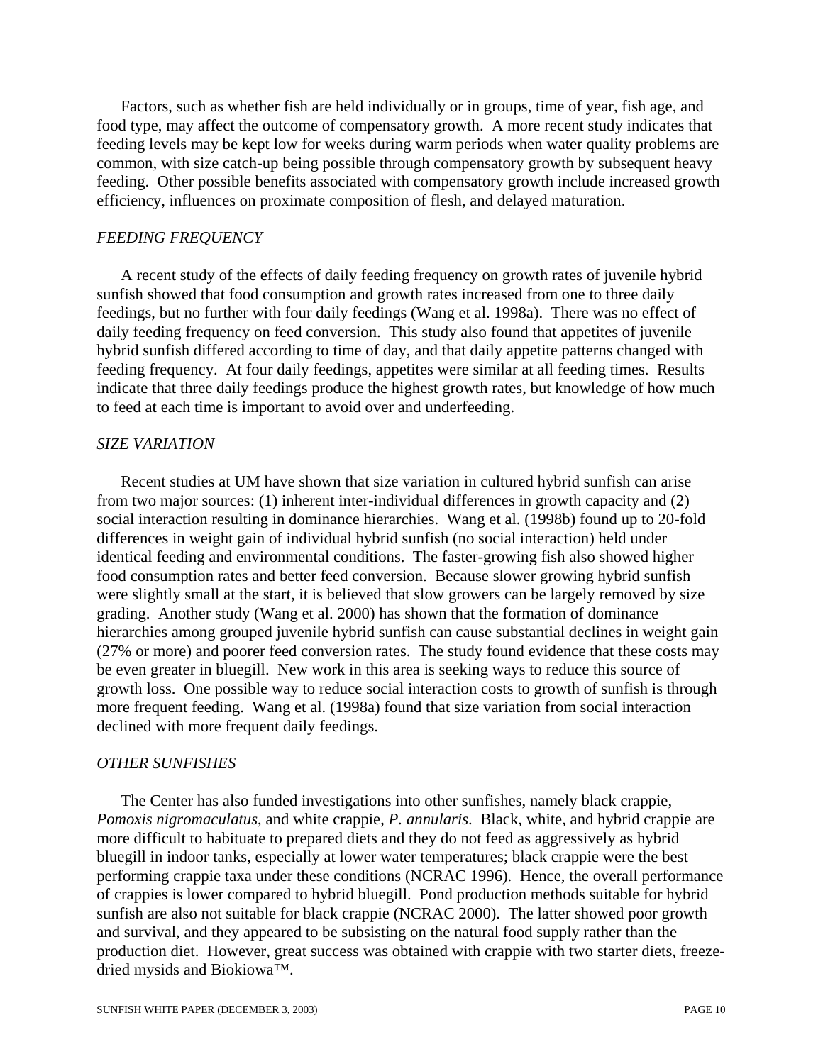Factors, such as whether fish are held individually or in groups, time of year, fish age, and food type, may affect the outcome of compensatory growth. A more recent study indicates that feeding levels may be kept low for weeks during warm periods when water quality problems are common, with size catch-up being possible through compensatory growth by subsequent heavy feeding. Other possible benefits associated with compensatory growth include increased growth efficiency, influences on proximate composition of flesh, and delayed maturation.

*FEEDING FREQUENCY*

A recent study of the effects of daily feeding frequency on growth rates of juvenile hybrid sunfish showed that food consumption and growth rates increased from one to three daily feedings, but no further with four daily feedings (Wang et al. 1998a). There was no effect of daily feeding frequency on feed conversion. This study also found that appetites of juvenile hybrid sunfish differed according to time of day, and that daily appetite patterns changed with feeding frequency. At four daily feedings, appetites were similar at all feeding times. Results indicate that three daily feedings produce the highest growth rates, but knowledge of how much to feed at each time is important to avoid over and underfeeding.

*SIZE VARIATION*

Recent studies at UM have shown that size variation in cultured hybrid sunfish can arise from two major sources: (1) inherent inter-individual differences in growth capacity and (2) social interaction resulting in dominance hierarchies. Wang et al. (1998b) found up to 20-fold differences in weight gain of individual hybrid sunfish (no social interaction) held under identical feeding and environmental conditions. The faster-growing fish also showed higher food consumption rates and better feed conversion. Because slower growing hybrid sunfish were slightly small at the start, it is believed that slow growers can be largely removed by size grading. Another study (Wang et al. 2000) has shown that the formation of dominance hierarchies among grouped juvenile hybrid sunfish can cause substantial declines in weight gain (27% or more) and poorer feed conversion rates. The study found evidence that these costs may be even greater in bluegill. New work in this area is seeking ways to reduce this source of growth loss. One possible way to reduce social interaction costs to growth of sunfish is through more frequent feeding. Wang et al. (1998a) found that size variation from social interaction declined with more frequent daily feedings.

*OTHER SUNFISHES*

The Center has also funded investigations into other sunfishes, namely black crappie, *Pomoxis nigromaculatus*, and white crappie, *P. annularis*. Black, white, and hybrid crappie are more difficult to habituate to prepared diets and they do not feed as aggressively as hybrid bluegill in indoor tanks, especially at lower water temperatures; black crappie were the best performing crappie taxa under these conditions (NCRAC 1996). Hence, the overall performance of crappies is lower compared to hybrid bluegill. Pond production methods suitable for hybrid sunfish are also not suitable for black crappie (NCRAC 2000). The latter showed poor growth and survival, and they appeared to be subsisting on the natural food supply rather than the production diet. However, great success was obtained with crappie with two starter diets, freeze-dried mysids and Biokiowa™.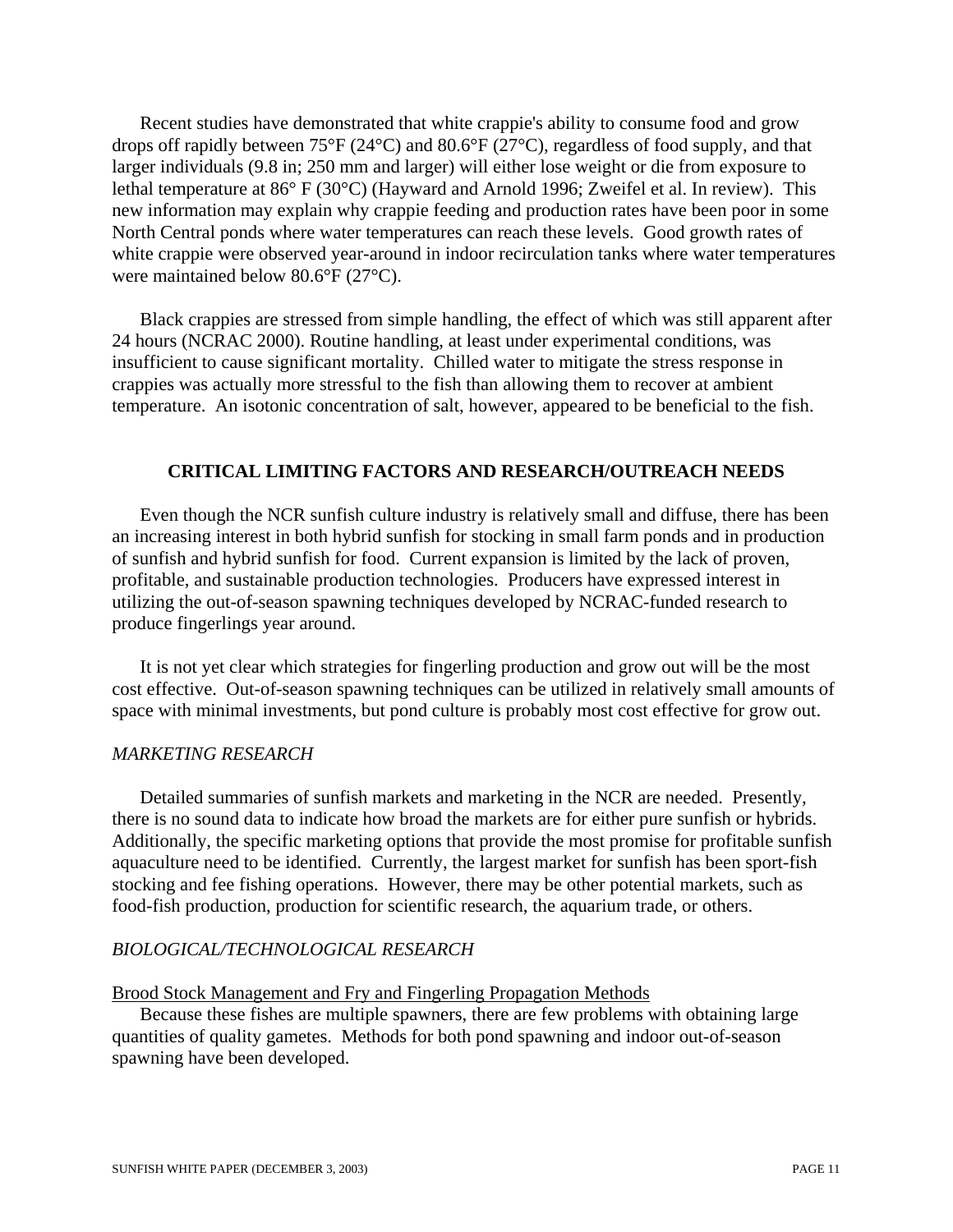Recent studies have demonstrated that white crappie's ability to consume food and grow drops off rapidly between 75°F (24°C) and 80.6°F (27°C), regardless of food supply, and that larger individuals (9.8 in; 250 mm and larger) will either lose weight or die from exposure to lethal temperature at 86° F (30°C) (Hayward and Arnold 1996; Zweifel et al. In review). This new information may explain why crappie feeding and production rates have been poor in some North Central ponds where water temperatures can reach these levels. Good growth rates of white crappie were observed year-around in indoor recirculation tanks where water temperatures were maintained below 80.6°F (27°C).

Black crappies are stressed from simple handling, the effect of which was still apparent after 24 hours (NCRAC 2000). Routine handling, at least under experimental conditions, was insufficient to cause significant mortality. Chilled water to mitigate the stress response in crappies was actually more stressful to the fish than allowing them to recover at ambient temperature. An isotonic concentration of salt, however, appeared to be beneficial to the fish.

## CRITICAL LIMITING FACTORS AND RESEARCH/OUTREACH NEEDS

Even though the NCR sunfish culture industry is relatively small and diffuse, there has been an increasing interest in both hybrid sunfish for stocking in small farm ponds and in production of sunfish and hybrid sunfish for food. Current expansion is limited by the lack of proven, profitable, and sustainable production technologies. Producers have expressed interest in utilizing the out-of-season spawning techniques developed by NCRAC-funded research to produce fingerlings year around.

It is not yet clear which strategies for fingerling production and grow out will be the most cost effective. Out-of-season spawning techniques can be utilized in relatively small amounts of space with minimal investments, but pond culture is probably most cost effective for grow out.

### *MARKETING RESEARCH*

Detailed summaries of sunfish markets and marketing in the NCR are needed. Presently, there is no sound data to indicate how broad the markets are for either pure sunfish or hybrids. Additionally, the specific marketing options that provide the most promise for profitable sunfish aquaculture need to be identified. Currently, the largest market for sunfish has been sport-fish stocking and fee fishing operations. However, there may be other potential markets, such as food-fish production, production for scientific research, the aquarium trade, or others.

### *BIOLOGICAL/TECHNOLOGICAL RESEARCH*

#### Brood Stock Management and Fry and Fingerling Propagation Methods

Because these fishes are multiple spawners, there are few problems with obtaining large quantities of quality gametes. Methods for both pond spawning and indoor out-of-season spawning have been developed.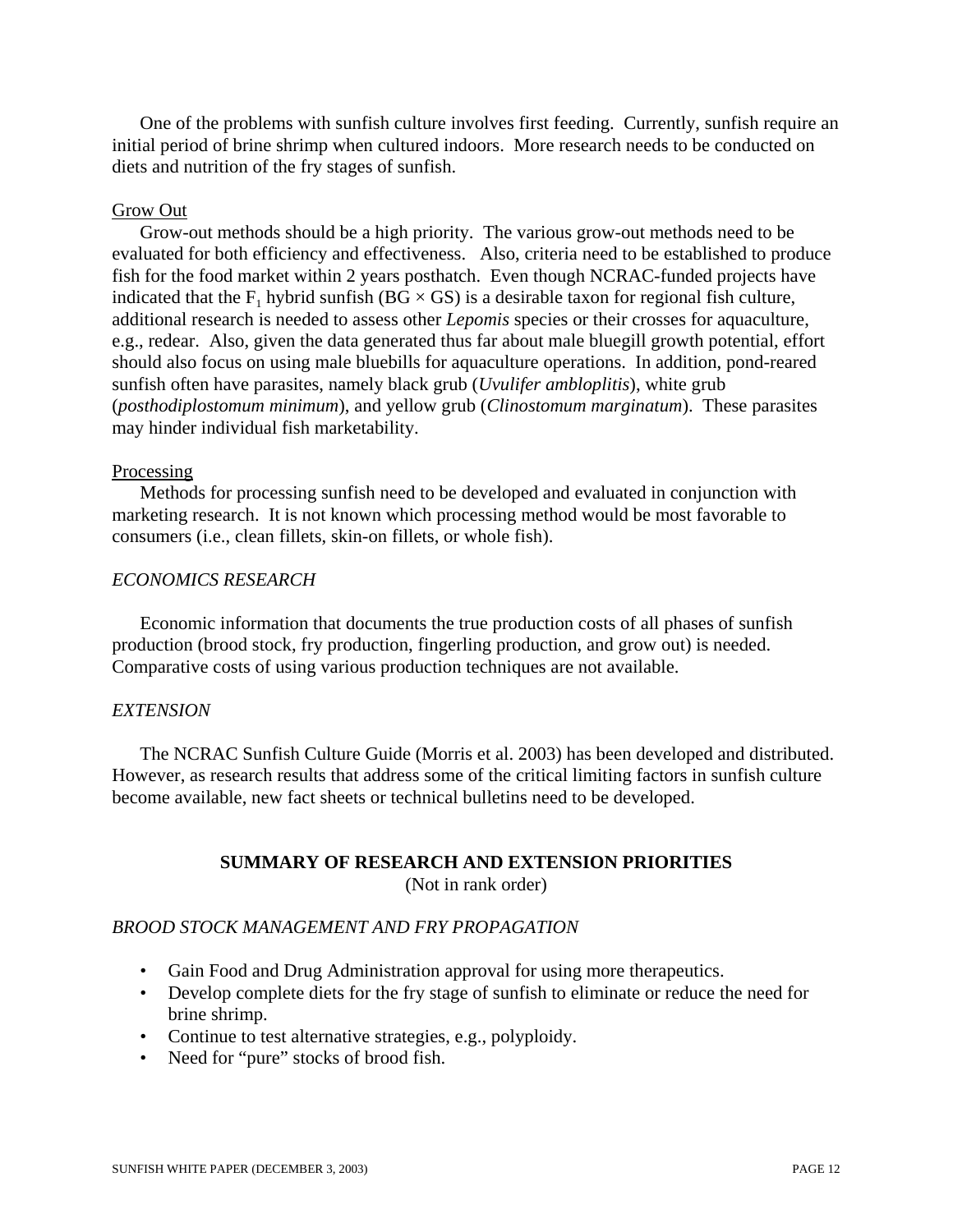One of the problems with sunfish culture involves first feeding. Currently, sunfish require an initial period of brine shrimp when cultured indoors. More research needs to be conducted on diets and nutrition of the fry stages of sunfish.

Grow Out

Grow-out methods should be a high priority. The various grow-out methods need to be evaluated for both efficiency and effectiveness. Also, criteria need to be established to produce fish for the food market within 2 years posthatch. Even though NCRAC-funded projects have indicated that the $F_1$ hybrid sunfish (BG × GS) is a desirable taxon for regional fish culture, additional research is needed to assess other *Lepomis* species or their crosses for aquaculture, e.g., redear. Also, given the data generated thus far about male bluegill growth potential, effort should also focus on using male bluebills for aquaculture operations. In addition, pond-reared sunfish often have parasites, namely black grub (*Uvulifer ambloplitis*), white grub (*posthodiplostomum minimum*), and yellow grub (*Clinostomum marginatum*). These parasites may hinder individual fish marketability.

Processing

Methods for processing sunfish need to be developed and evaluated in conjunction with marketing research. It is not known which processing method would be most favorable to consumers (i.e., clean fillets, skin-on fillets, or whole fish).

*ECONOMICS RESEARCH*

Economic information that documents the true production costs of all phases of sunfish production (brood stock, fry production, fingerling production, and grow out) is needed. Comparative costs of using various production techniques are not available.

*EXTENSION*

The NCRAC Sunfish Culture Guide (Morris et al. 2003) has been developed and distributed. However, as research results that address some of the critical limiting factors in sunfish culture become available, new fact sheets or technical bulletins need to be developed.

## SUMMARY OF RESEARCH AND EXTENSION PRIORITIES

(Not in rank order)

*BROOD STOCK MANAGEMENT AND FRY PROPAGATION*

- Gain Food and Drug Administration approval for using more therapeutics.
- Develop complete diets for the fry stage of sunfish to eliminate or reduce the need for brine shrimp.
- Continue to test alternative strategies, e.g., polyploidy.
- Need for "pure" stocks of brood fish.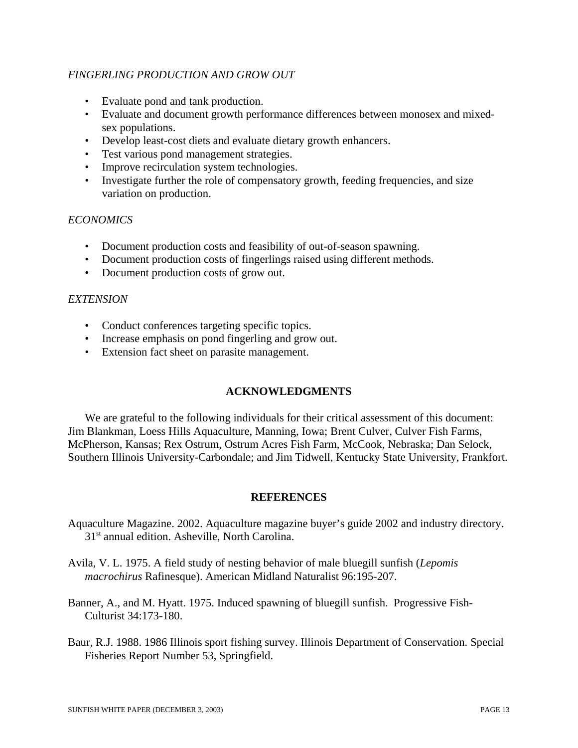*FINGERLING PRODUCTION AND GROW OUT*

- Evaluate pond and tank production.
- Evaluate and document growth performance differences between monosex and mixed-sex populations.
- Develop least-cost diets and evaluate dietary growth enhancers.
- Test various pond management strategies.
- Improve recirculation system technologies.
- Investigate further the role of compensatory growth, feeding frequencies, and size variation on production.

*ECONOMICS*

- Document production costs and feasibility of out-of-season spawning.
- Document production costs of fingerlings raised using different methods.
- Document production costs of grow out.

*EXTENSION*

- Conduct conferences targeting specific topics.
- Increase emphasis on pond fingerling and grow out.
- Extension fact sheet on parasite management.

## ACKNOWLEDGMENTS

We are grateful to the following individuals for their critical assessment of this document: Jim Blankman, Loess Hills Aquaculture, Manning, Iowa; Brent Culver, Culver Fish Farms, McPherson, Kansas; Rex Ostrum, Ostrum Acres Fish Farm, McCook, Nebraska; Dan Selock, Southern Illinois University-Carbondale; and Jim Tidwell, Kentucky State University, Frankfort.

## REFERENCES

Aquaculture Magazine. 2002. Aquaculture magazine buyer's guide 2002 and industry directory. 31st annual edition. Asheville, North Carolina.

Avila, V. L. 1975. A field study of nesting behavior of male bluegill sunfish (*Lepomis macrochirus* Rafinesque). American Midland Naturalist 96:195-207.

Banner, A., and M. Hyatt. 1975. Induced spawning of bluegill sunfish. Progressive Fish-Culturist 34:173-180.

Baur, R.J. 1988. 1986 Illinois sport fishing survey. Illinois Department of Conservation. Special Fisheries Report Number 53, Springfield.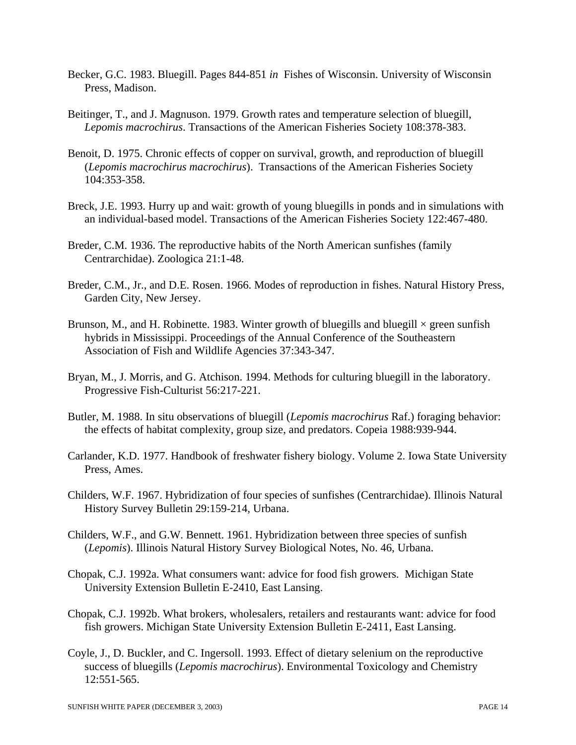Becker, G.C. 1983. Bluegill. Pages 844-851 *in* Fishes of Wisconsin. University of Wisconsin Press, Madison.

Beitinger, T., and J. Magnuson. 1979. Growth rates and temperature selection of bluegill, *Lepomis macrochirus*. Transactions of the American Fisheries Society 108:378-383.

Benoit, D. 1975. Chronic effects of copper on survival, growth, and reproduction of bluegill (*Lepomis macrochirus macrochirus*). Transactions of the American Fisheries Society 104:353-358.

Breck, J.E. 1993. Hurry up and wait: growth of young bluegills in ponds and in simulations with an individual-based model. Transactions of the American Fisheries Society 122:467-480.

Breder, C.M. 1936. The reproductive habits of the North American sunfishes (family Centrarchidae). Zoologica 21:1-48.

Breder, C.M., Jr., and D.E. Rosen. 1966. Modes of reproduction in fishes. Natural History Press, Garden City, New Jersey.

Brunson, M., and H. Robinette. 1983. Winter growth of bluegills and bluegill × green sunfish hybrids in Mississippi. Proceedings of the Annual Conference of the Southeastern Association of Fish and Wildlife Agencies 37:343-347.

Bryan, M., J. Morris, and G. Atchison. 1994. Methods for culturing bluegill in the laboratory. Progressive Fish-Culturist 56:217-221.

Butler, M. 1988. In situ observations of bluegill (*Lepomis macrochirus* Raf.) foraging behavior: the effects of habitat complexity, group size, and predators. Copeia 1988:939-944.

Carlander, K.D. 1977. Handbook of freshwater fishery biology. Volume 2. Iowa State University Press, Ames.

Childers, W.F. 1967. Hybridization of four species of sunfishes (Centrarchidae). Illinois Natural History Survey Bulletin 29:159-214, Urbana.

Childers, W.F., and G.W. Bennett. 1961. Hybridization between three species of sunfish (*Lepomis*). Illinois Natural History Survey Biological Notes, No. 46, Urbana.

Chopak, C.J. 1992a. What consumers want: advice for food fish growers. Michigan State University Extension Bulletin E-2410, East Lansing.

Chopak, C.J. 1992b. What brokers, wholesalers, retailers and restaurants want: advice for food fish growers. Michigan State University Extension Bulletin E-2411, East Lansing.

Coyle, J., D. Buckler, and C. Ingersoll. 1993. Effect of dietary selenium on the reproductive success of bluegills (*Lepomis macrochirus*). Environmental Toxicology and Chemistry 12:551-565.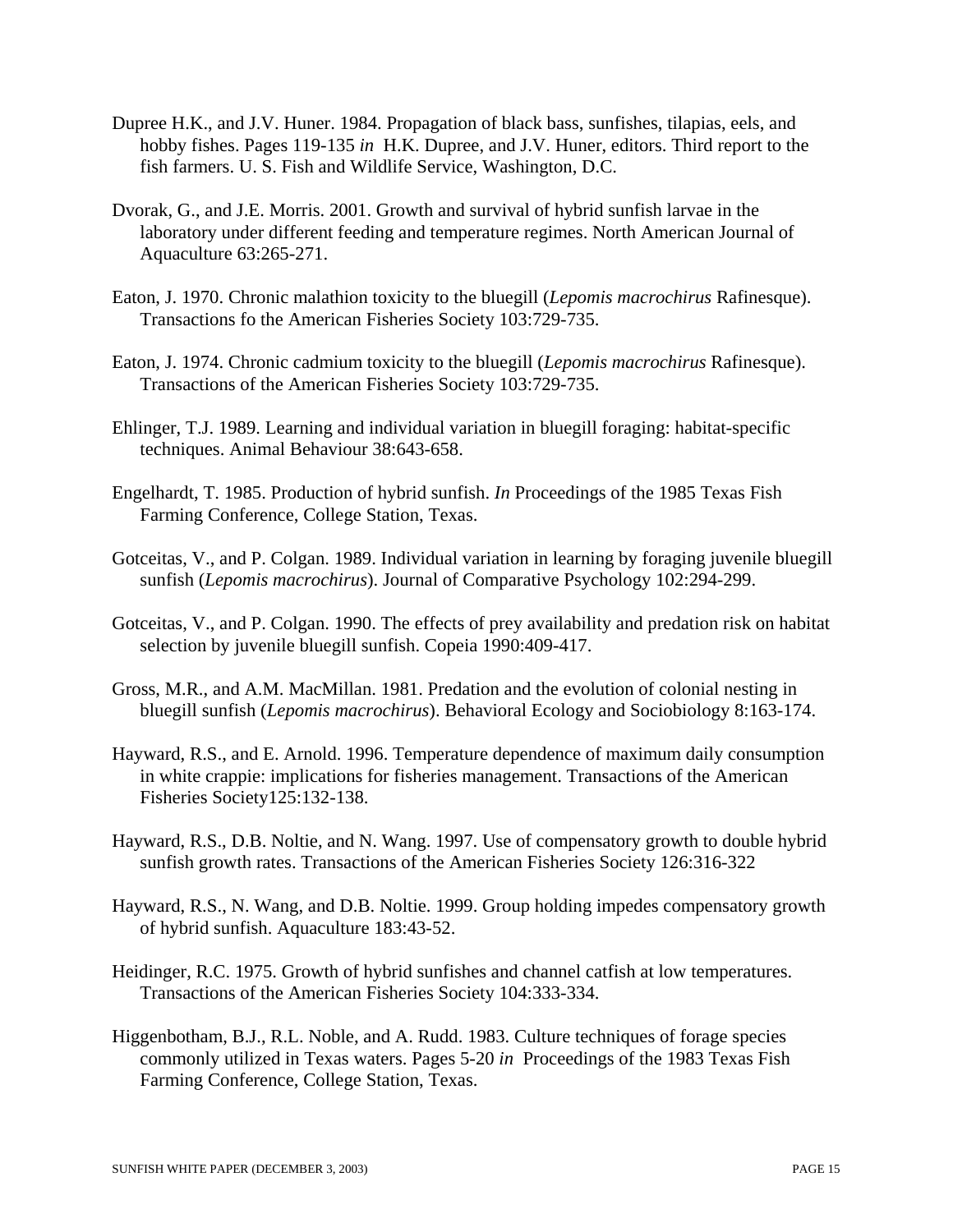Dupree H.K., and J.V. Huner. 1984. Propagation of black bass, sunfishes, tilapias, eels, and hobby fishes. Pages 119-135 *in* H.K. Dupree, and J.V. Huner, editors. Third report to the fish farmers. U. S. Fish and Wildlife Service, Washington, D.C.

Dvorak, G., and J.E. Morris. 2001. Growth and survival of hybrid sunfish larvae in the laboratory under different feeding and temperature regimes. North American Journal of Aquaculture 63:265-271.

Eaton, J. 1970. Chronic malathion toxicity to the bluegill (*Lepomis macrochirus* Rafinesque). Transactions fo the American Fisheries Society 103:729-735.

Eaton, J. 1974. Chronic cadmium toxicity to the bluegill (*Lepomis macrochirus* Rafinesque). Transactions of the American Fisheries Society 103:729-735.

Ehlinger, T.J. 1989. Learning and individual variation in bluegill foraging: habitat-specific techniques. Animal Behaviour 38:643-658.

Engelhardt, T. 1985. Production of hybrid sunfish. *In* Proceedings of the 1985 Texas Fish Farming Conference, College Station, Texas.

Gotceitas, V., and P. Colgan. 1989. Individual variation in learning by foraging juvenile bluegill sunfish (*Lepomis macrochirus*). Journal of Comparative Psychology 102:294-299.

Gotceitas, V., and P. Colgan. 1990. The effects of prey availability and predation risk on habitat selection by juvenile bluegill sunfish. Copeia 1990:409-417.

Gross, M.R., and A.M. MacMillan. 1981. Predation and the evolution of colonial nesting in bluegill sunfish (*Lepomis macrochirus*). Behavioral Ecology and Sociobiology 8:163-174.

Hayward, R.S., and E. Arnold. 1996. Temperature dependence of maximum daily consumption in white crappie: implications for fisheries management. Transactions of the American Fisheries Society125:132-138.

Hayward, R.S., D.B. Noltie, and N. Wang. 1997. Use of compensatory growth to double hybrid sunfish growth rates. Transactions of the American Fisheries Society 126:316-322

Hayward, R.S., N. Wang, and D.B. Noltie. 1999. Group holding impedes compensatory growth of hybrid sunfish. Aquaculture 183:43-52.

Heidinger, R.C. 1975. Growth of hybrid sunfishes and channel catfish at low temperatures. Transactions of the American Fisheries Society 104:333-334.

Higgenbotham, B.J., R.L. Noble, and A. Rudd. 1983. Culture techniques of forage species commonly utilized in Texas waters. Pages 5-20 *in* Proceedings of the 1983 Texas Fish Farming Conference, College Station, Texas.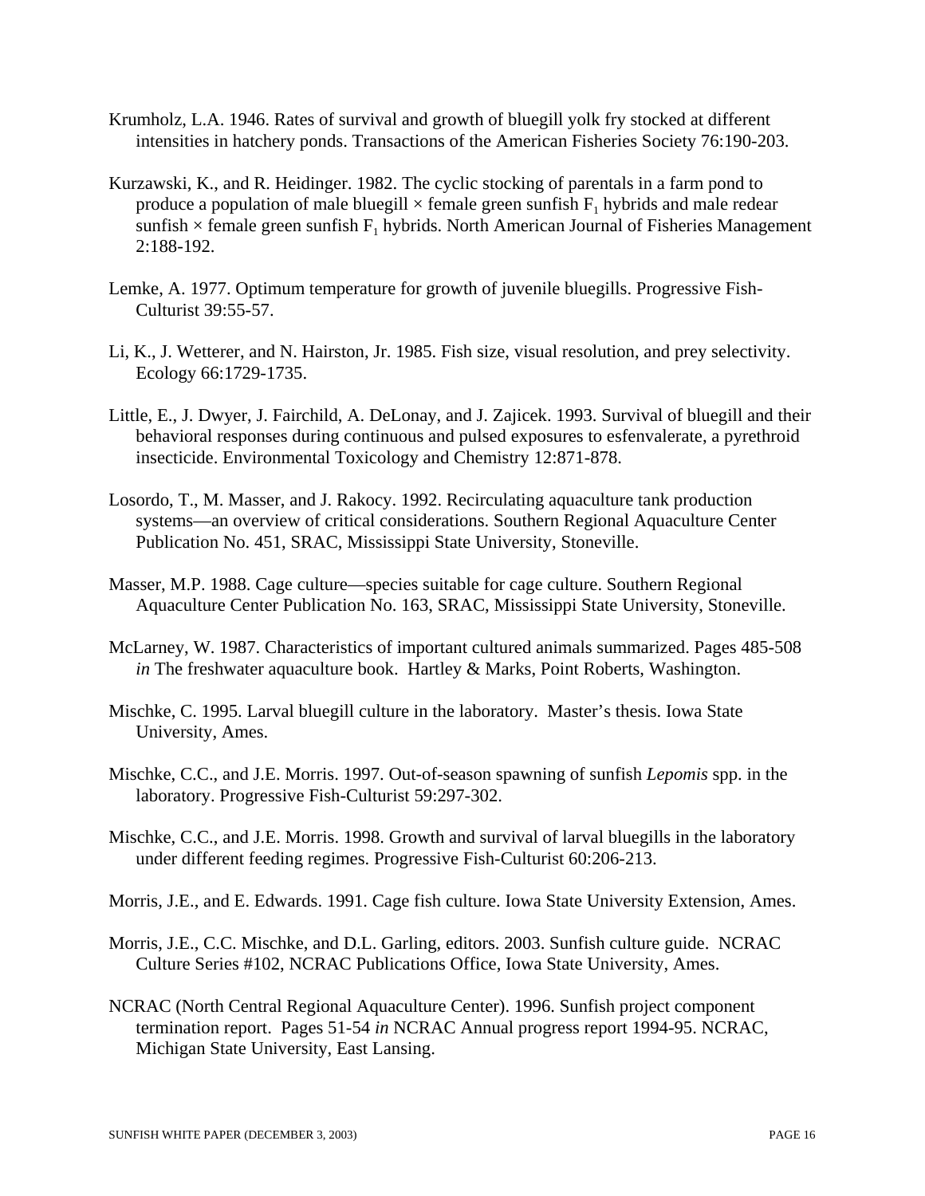Krumholz, L.A. 1946. Rates of survival and growth of bluegill yolk fry stocked at different intensities in hatchery ponds. Transactions of the American Fisheries Society 76:190-203.

Kurzawski, K., and R. Heidinger. 1982. The cyclic stocking of parentals in a farm pond to produce a population of male bluegill × female green sunfish $F_1$ hybrids and male redear sunfish × female green sunfish $F_1$ hybrids. North American Journal of Fisheries Management 2:188-192.

Lemke, A. 1977. Optimum temperature for growth of juvenile bluegills. Progressive Fish-Culturist 39:55-57.

Li, K., J. Wetterer, and N. Hairston, Jr. 1985. Fish size, visual resolution, and prey selectivity. Ecology 66:1729-1735.

Little, E., J. Dwyer, J. Fairchild, A. DeLonay, and J. Zajicek. 1993. Survival of bluegill and their behavioral responses during continuous and pulsed exposures to esfenvalerate, a pyrethroid insecticide. Environmental Toxicology and Chemistry 12:871-878.

Losordo, T., M. Masser, and J. Rakocy. 1992. Recirculating aquaculture tank production systems—an overview of critical considerations. Southern Regional Aquaculture Center Publication No. 451, SRAC, Mississippi State University, Stoneville.

Masser, M.P. 1988. Cage culture—species suitable for cage culture. Southern Regional Aquaculture Center Publication No. 163, SRAC, Mississippi State University, Stoneville.

McLarney, W. 1987. Characteristics of important cultured animals summarized. Pages 485-508 *in* The freshwater aquaculture book. Hartley & Marks, Point Roberts, Washington.

Mischke, C. 1995. Larval bluegill culture in the laboratory. Master's thesis. Iowa State University, Ames.

Mischke, C.C., and J.E. Morris. 1997. Out-of-season spawning of sunfish *Lepomis* spp. in the laboratory. Progressive Fish-Culturist 59:297-302.

Mischke, C.C., and J.E. Morris. 1998. Growth and survival of larval bluegills in the laboratory under different feeding regimes. Progressive Fish-Culturist 60:206-213.

Morris, J.E., and E. Edwards. 1991. Cage fish culture. Iowa State University Extension, Ames.

Morris, J.E., C.C. Mischke, and D.L. Garling, editors. 2003. Sunfish culture guide. NCRAC Culture Series #102, NCRAC Publications Office, Iowa State University, Ames.

NCRAC (North Central Regional Aquaculture Center). 1996. Sunfish project component termination report. Pages 51-54 *in* NCRAC Annual progress report 1994-95. NCRAC, Michigan State University, East Lansing.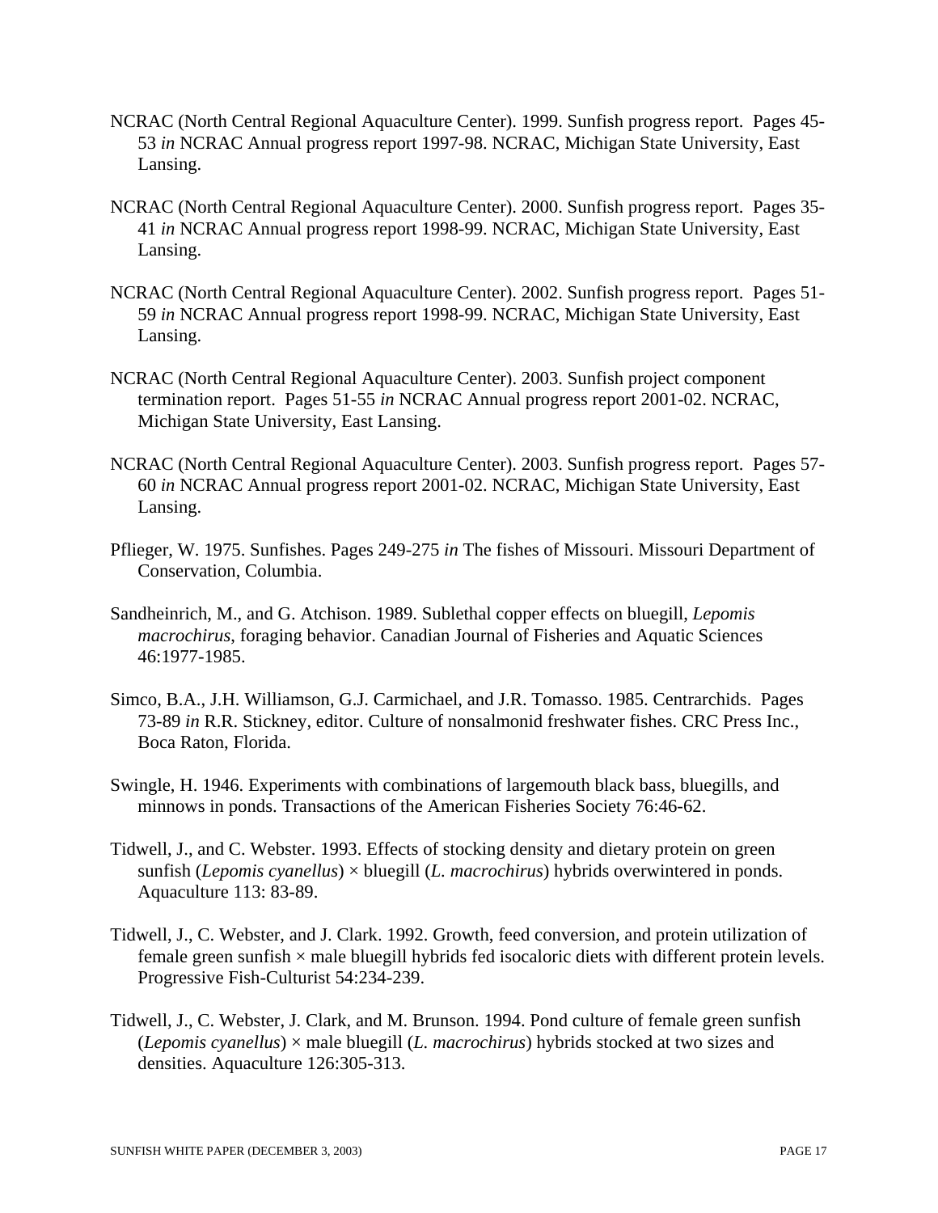NCRAC (North Central Regional Aquaculture Center). 1999. Sunfish progress report. Pages 45-53 *in* NCRAC Annual progress report 1997-98. NCRAC, Michigan State University, East Lansing.

NCRAC (North Central Regional Aquaculture Center). 2000. Sunfish progress report. Pages 35-41 *in* NCRAC Annual progress report 1998-99. NCRAC, Michigan State University, East Lansing.

NCRAC (North Central Regional Aquaculture Center). 2002. Sunfish progress report. Pages 51-59 *in* NCRAC Annual progress report 1998-99. NCRAC, Michigan State University, East Lansing.

NCRAC (North Central Regional Aquaculture Center). 2003. Sunfish project component termination report. Pages 51-55 *in* NCRAC Annual progress report 2001-02. NCRAC, Michigan State University, East Lansing.

NCRAC (North Central Regional Aquaculture Center). 2003. Sunfish progress report. Pages 57-60 *in* NCRAC Annual progress report 2001-02. NCRAC, Michigan State University, East Lansing.

Pflieger, W. 1975. Sunfishes. Pages 249-275 *in* The fishes of Missouri. Missouri Department of Conservation, Columbia.

Sandheinrich, M., and G. Atchison. 1989. Sublethal copper effects on bluegill, *Lepomis macrochirus*, foraging behavior. Canadian Journal of Fisheries and Aquatic Sciences 46:1977-1985.

Simco, B.A., J.H. Williamson, G.J. Carmichael, and J.R. Tomasso. 1985. Centrarchids. Pages 73-89 *in* R.R. Stickney, editor. Culture of nonsalmonid freshwater fishes. CRC Press Inc., Boca Raton, Florida.

Swingle, H. 1946. Experiments with combinations of largemouth black bass, bluegills, and minnows in ponds. Transactions of the American Fisheries Society 76:46-62.

Tidwell, J., and C. Webster. 1993. Effects of stocking density and dietary protein on green sunfish (*Lepomis cyanellus*) × bluegill (*L. macrochirus*) hybrids overwintered in ponds. Aquaculture 113: 83-89.

Tidwell, J., C. Webster, and J. Clark. 1992. Growth, feed conversion, and protein utilization of female green sunfish × male bluegill hybrids fed isocaloric diets with different protein levels. Progressive Fish-Culturist 54:234-239.

Tidwell, J., C. Webster, J. Clark, and M. Brunson. 1994. Pond culture of female green sunfish (*Lepomis cyanellus*) × male bluegill (*L. macrochirus*) hybrids stocked at two sizes and densities. Aquaculture 126:305-313.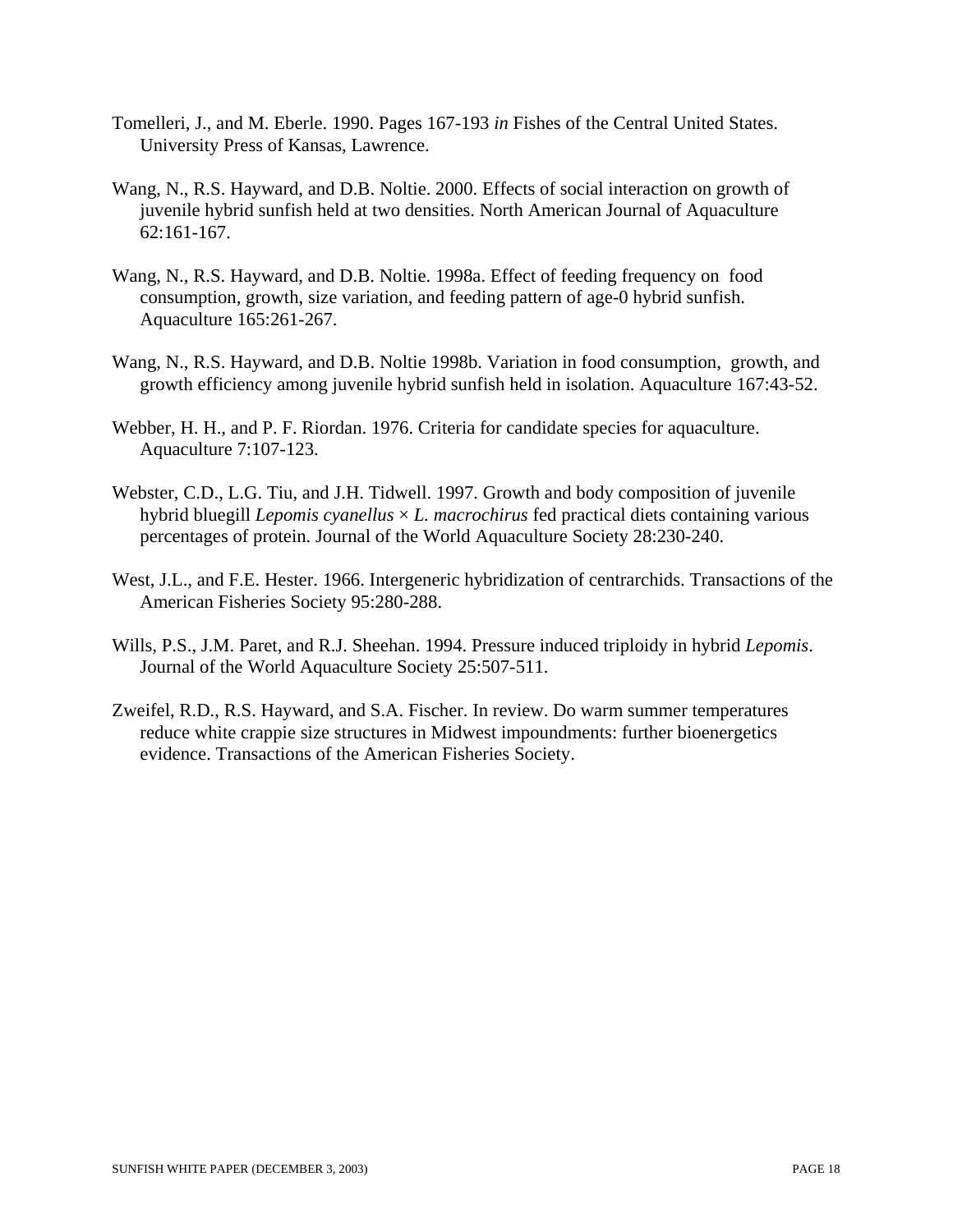Tomelleri, J., and M. Eberle. 1990. Pages 167-193 *in* Fishes of the Central United States. University Press of Kansas, Lawrence.

Wang, N., R.S. Hayward, and D.B. Noltie. 2000. Effects of social interaction on growth of juvenile hybrid sunfish held at two densities. North American Journal of Aquaculture 62:161-167.

Wang, N., R.S. Hayward, and D.B. Noltie. 1998a. Effect of feeding frequency on food consumption, growth, size variation, and feeding pattern of age-0 hybrid sunfish. Aquaculture 165:261-267.

Wang, N., R.S. Hayward, and D.B. Noltie 1998b. Variation in food consumption, growth, and growth efficiency among juvenile hybrid sunfish held in isolation. Aquaculture 167:43-52.

Webber, H. H., and P. F. Riordan. 1976. Criteria for candidate species for aquaculture. Aquaculture 7:107-123.

Webster, C.D., L.G. Tiu, and J.H. Tidwell. 1997. Growth and body composition of juvenile hybrid bluegill *Lepomis cyanellus* × *L. macrochirus* fed practical diets containing various percentages of protein. Journal of the World Aquaculture Society 28:230-240.

West, J.L., and F.E. Hester. 1966. Intergeneric hybridization of centrarchids. Transactions of the American Fisheries Society 95:280-288.

Wills, P.S., J.M. Paret, and R.J. Sheehan. 1994. Pressure induced triploidy in hybrid *Lepomis*. Journal of the World Aquaculture Society 25:507-511.

Zweifel, R.D., R.S. Hayward, and S.A. Fischer. In review. Do warm summer temperatures reduce white crappie size structures in Midwest impoundments: further bioenergetics evidence. Transactions of the American Fisheries Society.